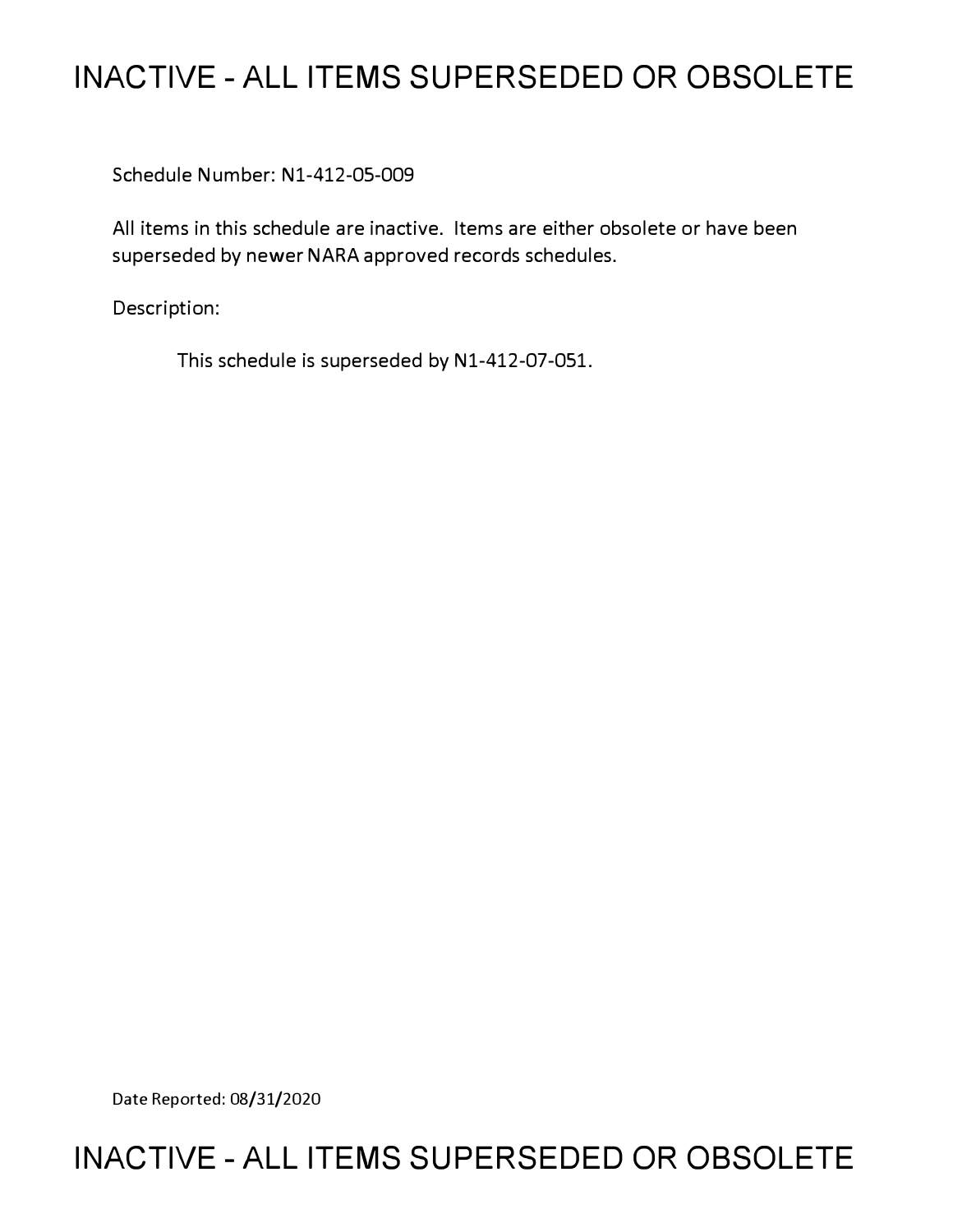# INACTIVE - ALL ITEMS SUPERSEDED OR OBSOLETE

Schedule Number: N1-412-05-009

All items in this schedule are inactive. Items are either obsolete or have been superseded by newer NARA approved records schedules.

Description:

This schedule is superseded by N1-412-07-051.

Date Reported: 08/31/2020

# INACTIVE - ALL ITEMS SUPERSEDED OR OBSOLETE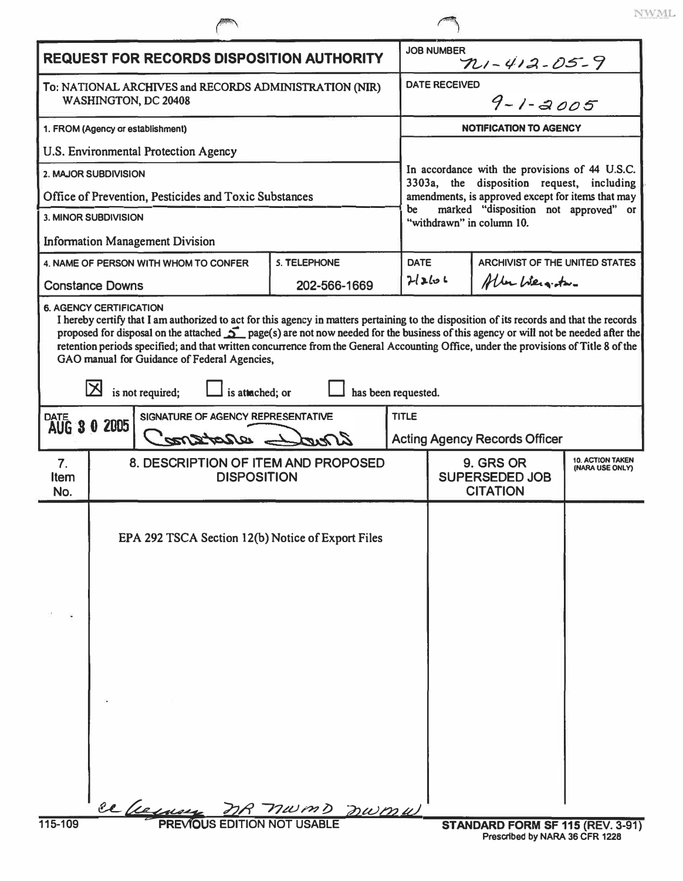# REQUEST FOR RECORDS DISPOSITION AUTHORITY

| | |
|---|---|
| **REQUEST FOR RECORDS DISPOSITION AUTHORITY** | **JOB NUMBER** N1-412-05-9 |
| To: NATIONAL ARCHIVES and RECORDS ADMINISTRATION (NIR) WASHINGTON, DC 20408 | **DATE RECEIVED** 9-1-2005 |

**1. FROM (Agency or establishment)**
U.S. Environmental Protection Agency

**2. MAJOR SUBDIVISION**
Office of Prevention, Pesticides and Toxic Substances

**3. MINOR SUBDIVISION**
Information Management Division

**4. NAME OF PERSON WITH WHOM TO CONFER**
Constance Downs

**5. TELEPHONE**
202-566-1669

**NOTIFICATION TO AGENCY**

In accordance with the provisions of 44 U.S.C. 3303a, the disposition request, including amendments, is approved except for items that may be marked "disposition not approved" or "withdrawn" in column 10.

| DATE | ARCHIVIST OF THE UNITED STATES |
|---|---|
| 2/2/06 | Allen Weinstein |

**6. AGENCY CERTIFICATION**

I hereby certify that I am authorized to act for this agency in matters pertaining to the disposition of its records and that the records proposed for disposal on the attached 5 page(s) are not now needed for the business of this agency or will not be needed after the retention periods specified; and that written concurrence from the General Accounting Office, under the provisions of Title 8 of the GAO manual for Guidance of Federal Agencies,

☒ is not required; ☐ is attached; or ☐ has been requested.

| DATE | SIGNATURE OF AGENCY REPRESENTATIVE | TITLE |
|---|---|---|
| AUG 30 2005 | Constance Downs | Acting Agency Records Officer |

| 7. Item No. | 8. DESCRIPTION OF ITEM AND PROPOSED DISPOSITION | 9. GRS OR SUPERSEDED JOB CITATION | 10. ACTION TAKEN (NARA USE ONLY) |
|---|---|---|---|
| | EPA 292 TSCA Section 12(b) Notice of Export Files | | |

cc Agency, NR, NWMD, NWMW

115-109 PREVIOUS EDITION NOT USABLE

STANDARD FORM SF 115 (REV. 3-91)
Prescribed by NARA 36 CFR 1228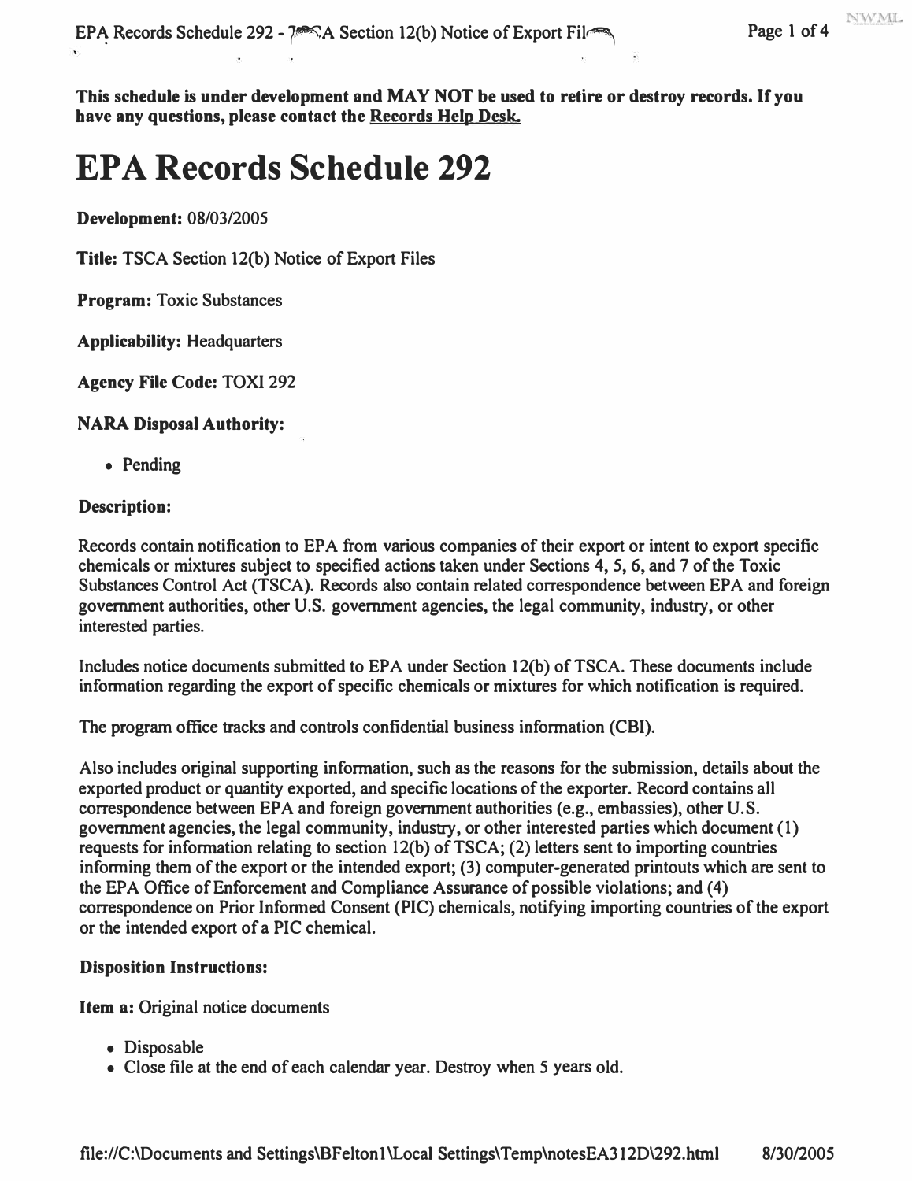**This schedule is under development and MAY NOT be used to retire or destroy records. If you have any questions, please contact the Records Help Desk.**

# EPA Records Schedule 292

**Development:** 08/03/2005

**Title:** TSCA Section 12(b) Notice of Export Files

**Program:** Toxic Substances

**Applicability:** Headquarters

**Agency File Code:** TOXI 292

**NARA Disposal Authority:**

- Pending

**Description:**

Records contain notification to EPA from various companies of their export or intent to export specific chemicals or mixtures subject to specified actions taken under Sections 4, 5, 6, and 7 of the Toxic Substances Control Act (TSCA). Records also contain related correspondence between EPA and foreign government authorities, other U.S. government agencies, the legal community, industry, or other interested parties.

Includes notice documents submitted to EPA under Section 12(b) of TSCA. These documents include information regarding the export of specific chemicals or mixtures for which notification is required.

The program office tracks and controls confidential business information (CBI).

Also includes original supporting information, such as the reasons for the submission, details about the exported product or quantity exported, and specific locations of the exporter. Record contains all correspondence between EPA and foreign government authorities (e.g., embassies), other U.S. government agencies, the legal community, industry, or other interested parties which document (1) requests for information relating to section 12(b) of TSCA; (2) letters sent to importing countries informing them of the export or the intended export; (3) computer-generated printouts which are sent to the EPA Office of Enforcement and Compliance Assurance of possible violations; and (4) correspondence on Prior Informed Consent (PIC) chemicals, notifying importing countries of the export or the intended export of a PIC chemical.

**Disposition Instructions:**

**Item a:** Original notice documents

- Disposable
- Close file at the end of each calendar year. Destroy when 5 years old.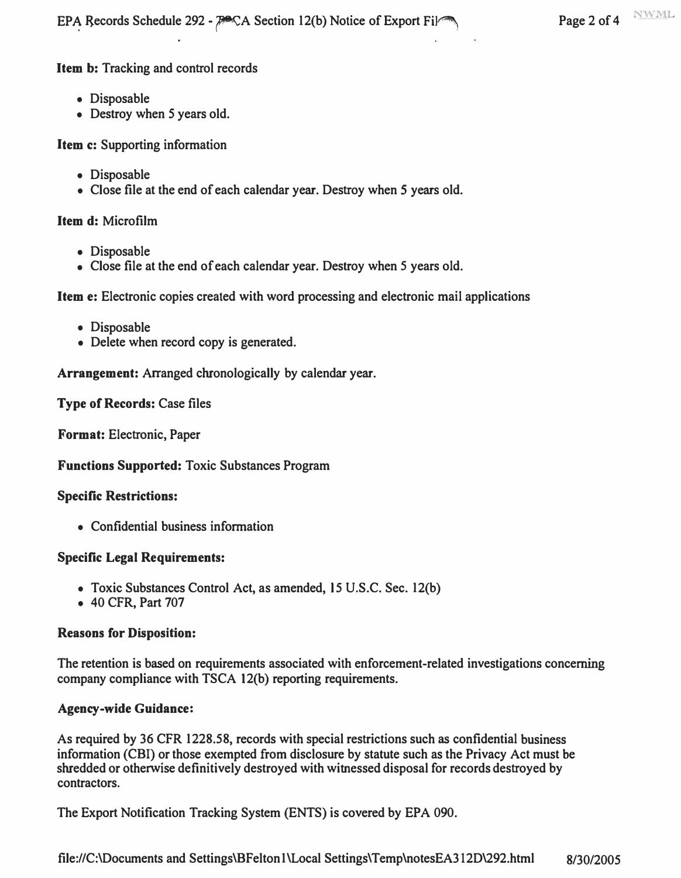**Item b:** Tracking and control records

- Disposable
- Destroy when 5 years old.

**Item c:** Supporting information

- Disposable
- Close file at the end of each calendar year. Destroy when 5 years old.

**Item d:** Microfilm

- Disposable
- Close file at the end of each calendar year. Destroy when 5 years old.

**Item e:** Electronic copies created with word processing and electronic mail applications

- Disposable
- Delete when record copy is generated.

**Arrangement:** Arranged chronologically by calendar year.

**Type of Records:** Case files

**Format:** Electronic, Paper

**Functions Supported:** Toxic Substances Program

**Specific Restrictions:**

- Confidential business information

**Specific Legal Requirements:**

- Toxic Substances Control Act, as amended, 15 U.S.C. Sec. 12(b)
- 40 CFR, Part 707

**Reasons for Disposition:**

The retention is based on requirements associated with enforcement-related investigations concerning company compliance with TSCA 12(b) reporting requirements.

**Agency-wide Guidance:**

As required by 36 CFR 1228.58, records with special restrictions such as confidential business information (CBI) or those exempted from disclosure by statute such as the Privacy Act must be shredded or otherwise definitively destroyed with witnessed disposal for records destroyed by contractors.

The Export Notification Tracking System (ENTS) is covered by EPA 090.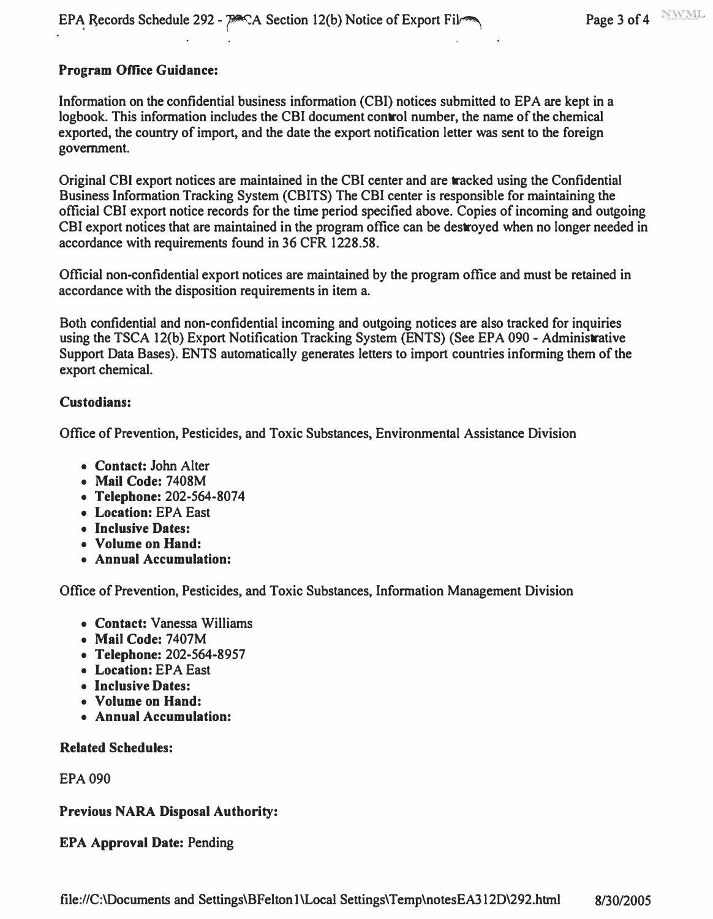**Program Office Guidance:**

Information on the confidential business information (CBI) notices submitted to EPA are kept in a logbook. This information includes the CBI document control number, the name of the chemical exported, the country of import, and the date the export notification letter was sent to the foreign government.

Original CBI export notices are maintained in the CBI center and are tracked using the Confidential Business Information Tracking System (CBITS) The CBI center is responsible for maintaining the official CBI export notice records for the time period specified above. Copies of incoming and outgoing CBI export notices that are maintained in the program office can be destroyed when no longer needed in accordance with requirements found in 36 CFR 1228.58.

Official non-confidential export notices are maintained by the program office and must be retained in accordance with the disposition requirements in item a.

Both confidential and non-confidential incoming and outgoing notices are also tracked for inquiries using the TSCA 12(b) Export Notification Tracking System (ENTS) (See EPA 090 - Administrative Support Data Bases). ENTS automatically generates letters to import countries informing them of the export chemical.

**Custodians:**

Office of Prevention, Pesticides, and Toxic Substances, Environmental Assistance Division

- **Contact:** John Alter
- **Mail Code:** 7408M
- **Telephone:** 202-564-8074
- **Location:** EPA East
- **Inclusive Dates:**
- **Volume on Hand:**
- **Annual Accumulation:**

Office of Prevention, Pesticides, and Toxic Substances, Information Management Division

- **Contact:** Vanessa Williams
- **Mail Code:** 7407M
- **Telephone:** 202-564-8957
- **Location:** EPA East
- **Inclusive Dates:**
- **Volume on Hand:**
- **Annual Accumulation:**

**Related Schedules:**

EPA 090

**Previous NARA Disposal Authority:**

**EPA Approval Date:** Pending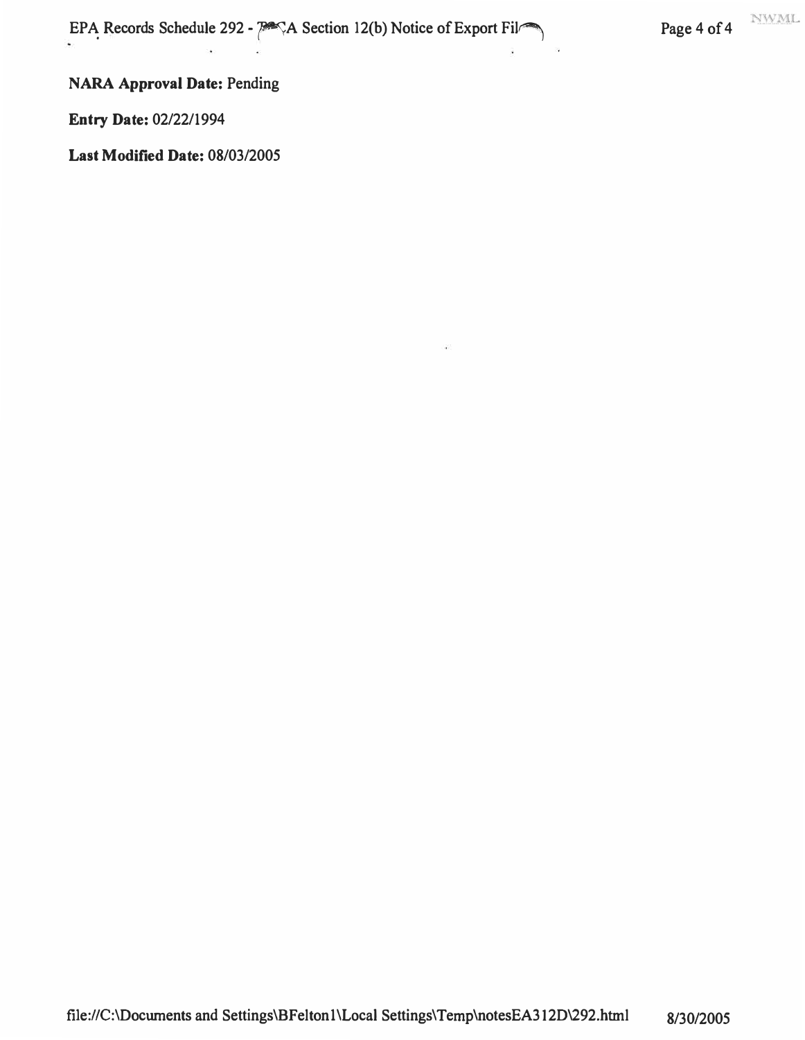**NARA Approval Date:** Pending

**Entry Date:** 02/22/1994

**Last Modified Date:** 08/03/2005